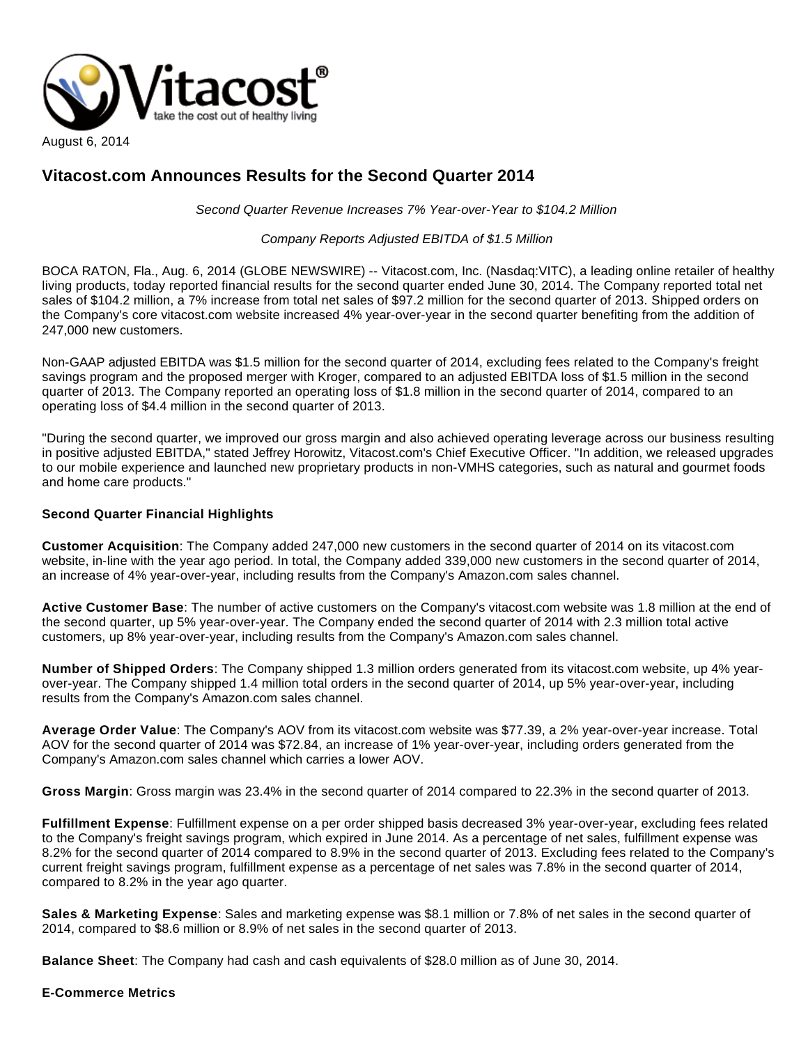August 6, 2014

# Vitacost.com Announces Results for the Second Quarter 2014

*Second Quarter Revenue Increases 7% Year-over-Year to $104.2 Million*

*Company Reports Adjusted EBITDA of $1.5 Million*

BOCA RATON, Fla., Aug. 6, 2014 (GLOBE NEWSWIRE) -- Vitacost.com, Inc. (Nasdaq:VITC), a leading online retailer of healthy living products, today reported financial results for the second quarter ended June 30, 2014. The Company reported total net sales of $104.2 million, a 7% increase from total net sales of $97.2 million for the second quarter of 2013. Shipped orders on the Company's core vitacost.com website increased 4% year-over-year in the second quarter benefiting from the addition of 247,000 new customers.

Non-GAAP adjusted EBITDA was $1.5 million for the second quarter of 2014, excluding fees related to the Company's freight savings program and the proposed merger with Kroger, compared to an adjusted EBITDA loss of $1.5 million in the second quarter of 2013. The Company reported an operating loss of $1.8 million in the second quarter of 2014, compared to an operating loss of $4.4 million in the second quarter of 2013.

"During the second quarter, we improved our gross margin and also achieved operating leverage across our business resulting in positive adjusted EBITDA," stated Jeffrey Horowitz, Vitacost.com's Chief Executive Officer. "In addition, we released upgrades to our mobile experience and launched new proprietary products in non-VMHS categories, such as natural and gourmet foods and home care products."

**Second Quarter Financial Highlights**

**Customer Acquisition**: The Company added 247,000 new customers in the second quarter of 2014 on its vitacost.com website, in-line with the year ago period. In total, the Company added 339,000 new customers in the second quarter of 2014, an increase of 4% year-over-year, including results from the Company's Amazon.com sales channel.

**Active Customer Base**: The number of active customers on the Company's vitacost.com website was 1.8 million at the end of the second quarter, up 5% year-over-year. The Company ended the second quarter of 2014 with 2.3 million total active customers, up 8% year-over-year, including results from the Company's Amazon.com sales channel.

**Number of Shipped Orders**: The Company shipped 1.3 million orders generated from its vitacost.com website, up 4% year-over-year. The Company shipped 1.4 million total orders in the second quarter of 2014, up 5% year-over-year, including results from the Company's Amazon.com sales channel.

**Average Order Value**: The Company's AOV from its vitacost.com website was $77.39, a 2% year-over-year increase. Total AOV for the second quarter of 2014 was $72.84, an increase of 1% year-over-year, including orders generated from the Company's Amazon.com sales channel which carries a lower AOV.

**Gross Margin**: Gross margin was 23.4% in the second quarter of 2014 compared to 22.3% in the second quarter of 2013.

**Fulfillment Expense**: Fulfillment expense on a per order shipped basis decreased 3% year-over-year, excluding fees related to the Company's freight savings program, which expired in June 2014. As a percentage of net sales, fulfillment expense was 8.2% for the second quarter of 2014 compared to 8.9% in the second quarter of 2013. Excluding fees related to the Company's current freight savings program, fulfillment expense as a percentage of net sales was 7.8% in the second quarter of 2014, compared to 8.2% in the year ago quarter.

**Sales & Marketing Expense**: Sales and marketing expense was $8.1 million or 7.8% of net sales in the second quarter of 2014, compared to $8.6 million or 8.9% of net sales in the second quarter of 2013.

**Balance Sheet**: The Company had cash and cash equivalents of $28.0 million as of June 30, 2014.

**E-Commerce Metrics**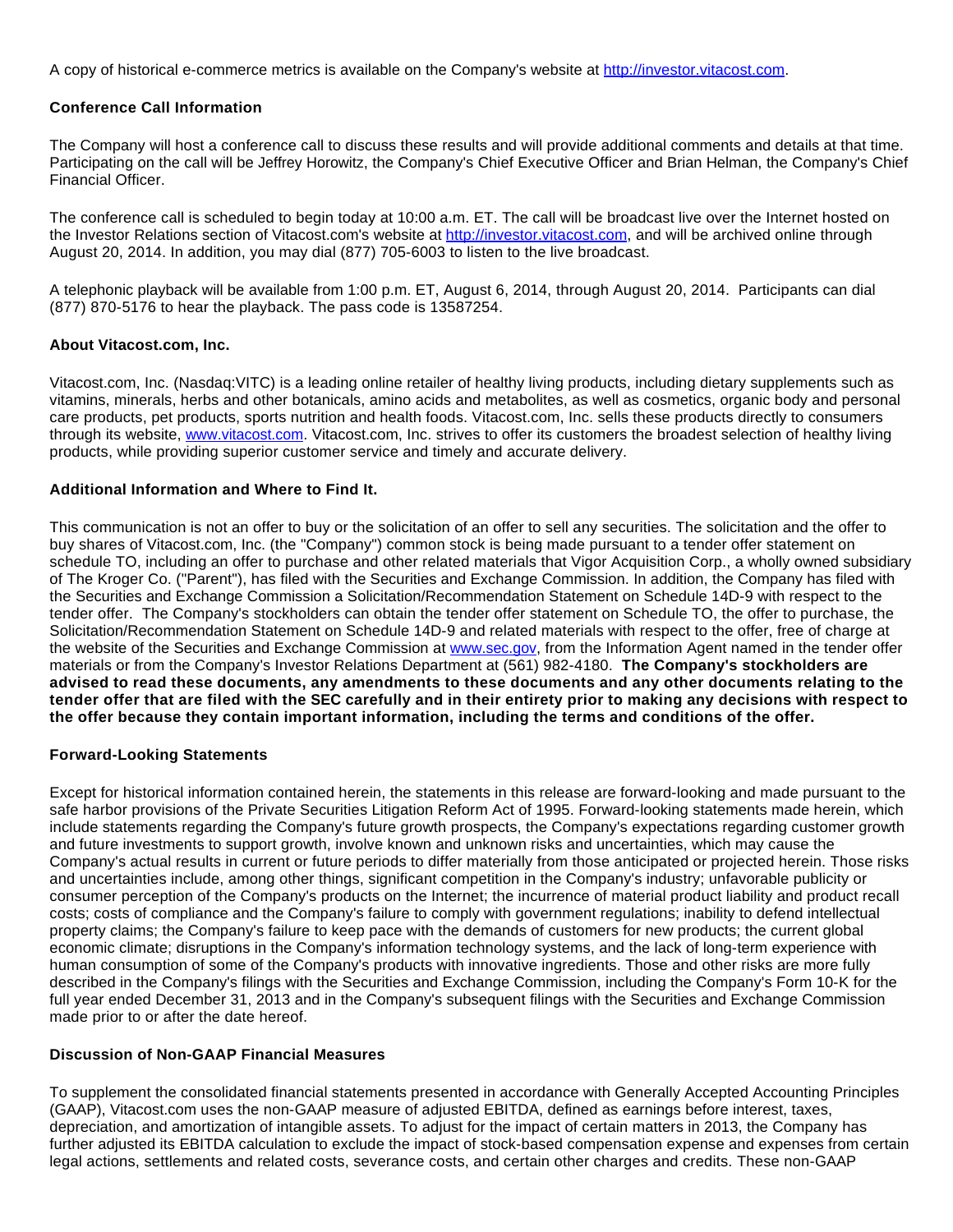A copy of historical e-commerce metrics is available on the Company's website at [http://investor.vitacost.com](http://investor.vitacost.com).

**Conference Call Information**

The Company will host a conference call to discuss these results and will provide additional comments and details at that time. Participating on the call will be Jeffrey Horowitz, the Company's Chief Executive Officer and Brian Helman, the Company's Chief Financial Officer.

The conference call is scheduled to begin today at 10:00 a.m. ET. The call will be broadcast live over the Internet hosted on the Investor Relations section of Vitacost.com's website at [http://investor.vitacost.com](http://investor.vitacost.com), and will be archived online through August 20, 2014. In addition, you may dial (877) 705-6003 to listen to the live broadcast.

A telephonic playback will be available from 1:00 p.m. ET, August 6, 2014, through August 20, 2014. Participants can dial (877) 870-5176 to hear the playback. The pass code is 13587254.

**About Vitacost.com, Inc.**

Vitacost.com, Inc. (Nasdaq:VITC) is a leading online retailer of healthy living products, including dietary supplements such as vitamins, minerals, herbs and other botanicals, amino acids and metabolites, as well as cosmetics, organic body and personal care products, pet products, sports nutrition and health foods. Vitacost.com, Inc. sells these products directly to consumers through its website, [www.vitacost.com](http://www.vitacost.com). Vitacost.com, Inc. strives to offer its customers the broadest selection of healthy living products, while providing superior customer service and timely and accurate delivery.

**Additional Information and Where to Find It.**

This communication is not an offer to buy or the solicitation of an offer to sell any securities. The solicitation and the offer to buy shares of Vitacost.com, Inc. (the "Company") common stock is being made pursuant to a tender offer statement on schedule TO, including an offer to purchase and other related materials that Vigor Acquisition Corp., a wholly owned subsidiary of The Kroger Co. ("Parent"), has filed with the Securities and Exchange Commission. In addition, the Company has filed with the Securities and Exchange Commission a Solicitation/Recommendation Statement on Schedule 14D-9 with respect to the tender offer. The Company's stockholders can obtain the tender offer statement on Schedule TO, the offer to purchase, the Solicitation/Recommendation Statement on Schedule 14D-9 and related materials with respect to the offer, free of charge at the website of the Securities and Exchange Commission at [www.sec.gov](http://www.sec.gov), from the Information Agent named in the tender offer materials or from the Company's Investor Relations Department at (561) 982-4180. **The Company's stockholders are advised to read these documents, any amendments to these documents and any other documents relating to the tender offer that are filed with the SEC carefully and in their entirety prior to making any decisions with respect to the offer because they contain important information, including the terms and conditions of the offer.**

**Forward-Looking Statements**

Except for historical information contained herein, the statements in this release are forward-looking and made pursuant to the safe harbor provisions of the Private Securities Litigation Reform Act of 1995. Forward-looking statements made herein, which include statements regarding the Company's future growth prospects, the Company's expectations regarding customer growth and future investments to support growth, involve known and unknown risks and uncertainties, which may cause the Company's actual results in current or future periods to differ materially from those anticipated or projected herein. Those risks and uncertainties include, among other things, significant competition in the Company's industry; unfavorable publicity or consumer perception of the Company's products on the Internet; the incurrence of material product liability and product recall costs; costs of compliance and the Company's failure to comply with government regulations; inability to defend intellectual property claims; the Company's failure to keep pace with the demands of customers for new products; the current global economic climate; disruptions in the Company's information technology systems, and the lack of long-term experience with human consumption of some of the Company's products with innovative ingredients. Those and other risks are more fully described in the Company's filings with the Securities and Exchange Commission, including the Company's Form 10-K for the full year ended December 31, 2013 and in the Company's subsequent filings with the Securities and Exchange Commission made prior to or after the date hereof.

**Discussion of Non-GAAP Financial Measures**

To supplement the consolidated financial statements presented in accordance with Generally Accepted Accounting Principles (GAAP), Vitacost.com uses the non-GAAP measure of adjusted EBITDA, defined as earnings before interest, taxes, depreciation, and amortization of intangible assets. To adjust for the impact of certain matters in 2013, the Company has further adjusted its EBITDA calculation to exclude the impact of stock-based compensation expense and expenses from certain legal actions, settlements and related costs, severance costs, and certain other charges and credits. These non-GAAP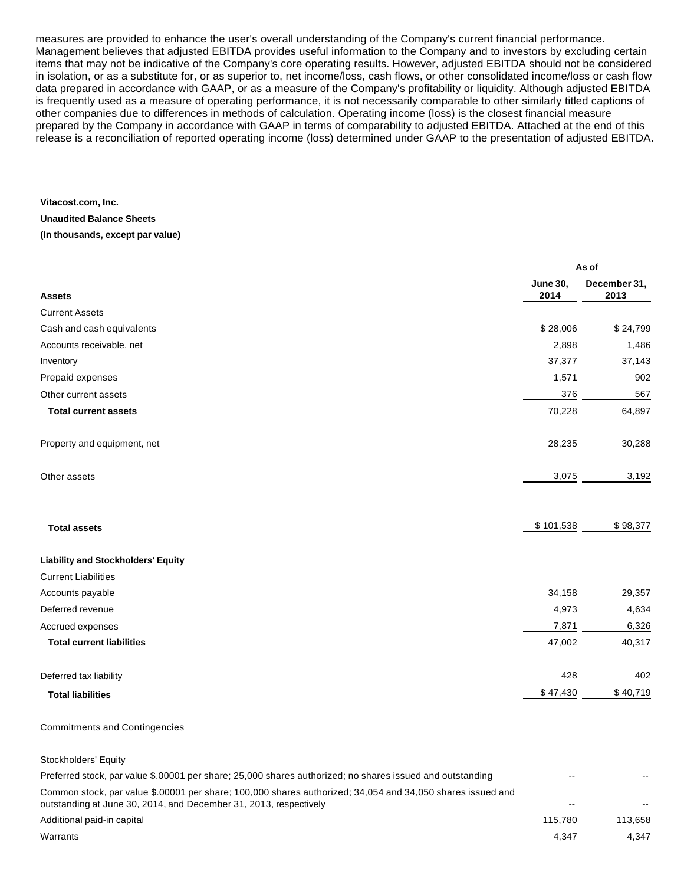measures are provided to enhance the user's overall understanding of the Company's current financial performance. Management believes that adjusted EBITDA provides useful information to the Company and to investors by excluding certain items that may not be indicative of the Company's core operating results. However, adjusted EBITDA should not be considered in isolation, or as a substitute for, or as superior to, net income/loss, cash flows, or other consolidated income/loss or cash flow data prepared in accordance with GAAP, or as a measure of the Company's profitability or liquidity. Although adjusted EBITDA is frequently used as a measure of operating performance, it is not necessarily comparable to other similarly titled captions of other companies due to differences in methods of calculation. Operating income (loss) is the closest financial measure prepared by the Company in accordance with GAAP in terms of comparability to adjusted EBITDA. Attached at the end of this release is a reconciliation of reported operating income (loss) determined under GAAP to the presentation of adjusted EBITDA.

**Vitacost.com, Inc.**

**Unaudited Balance Sheets**

**(In thousands, except par value)**

| | As of | |
|---|---|---|
| **Assets** | **June 30, 2014** | **December 31, 2013** |
| Current Assets | | |
| Cash and cash equivalents | $ 28,006 | $ 24,799 |
| Accounts receivable, net | 2,898 | 1,486 |
| Inventory | 37,377 | 37,143 |
| Prepaid expenses | 1,571 | 902 |
| Other current assets | 376 | 567 |
| **Total current assets** | 70,228 | 64,897 |
| Property and equipment, net | 28,235 | 30,288 |
| Other assets | 3,075 | 3,192 |
| **Total assets** | $ 101,538 | $ 98,377 |
| **Liability and Stockholders' Equity** | | |
| Current Liabilities | | |
| Accounts payable | 34,158 | 29,357 |
| Deferred revenue | 4,973 | 4,634 |
| Accrued expenses | 7,871 | 6,326 |
| **Total current liabilities** | 47,002 | 40,317 |
| Deferred tax liability | 428 | 402 |
| **Total liabilities** | $ 47,430 | $ 40,719 |
| Commitments and Contingencies | | |
| Stockholders' Equity | | |
| Preferred stock, par value $.00001 per share; 25,000 shares authorized; no shares issued and outstanding | -- | -- |
| Common stock, par value $.00001 per share; 100,000 shares authorized; 34,054 and 34,050 shares issued and outstanding at June 30, 2014, and December 31, 2013, respectively | -- | -- |
| Additional paid-in capital | 115,780 | 113,658 |
| Warrants | 4,347 | 4,347 |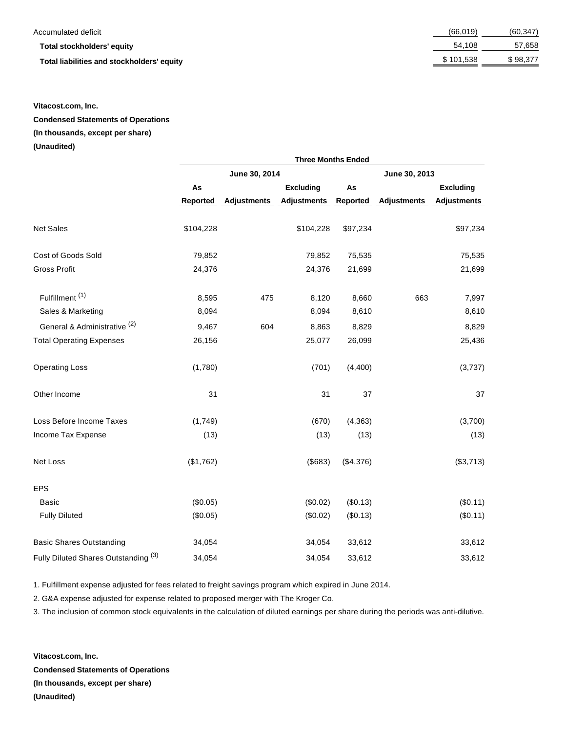| | | |
|---|---|---|
| Accumulated deficit | (66,019) | (60,347) |
| **Total stockholders' equity** | 54,108 | 57,658 |
| **Total liabilities and stockholders' equity** | $ 101,538 | $ 98,377 |

**Vitacost.com, Inc.**

**Condensed Statements of Operations**

**(In thousands, except per share)**

**(Unaudited)**

| | **Three Months Ended** | | | | | |
|---|---|---|---|---|---|---|
| | **June 30, 2014** | | | **June 30, 2013** | | |
| | **As Reported** | **Adjustments** | **Excluding Adjustments** | **As Reported** | **Adjustments** | **Excluding Adjustments** |
| Net Sales | $104,228 | | $104,228 | $97,234 | | $97,234 |
| Cost of Goods Sold | 79,852 | | 79,852 | 75,535 | | 75,535 |
| Gross Profit | 24,376 | | 24,376 | 21,699 | | 21,699 |
| Fulfillment [(1)] | 8,595 | 475 | 8,120 | 8,660 | 663 | 7,997 |
| Sales & Marketing | 8,094 | | 8,094 | 8,610 | | 8,610 |
| General & Administrative [(2)] | 9,467 | 604 | 8,863 | 8,829 | | 8,829 |
| Total Operating Expenses | 26,156 | | 25,077 | 26,099 | | 25,436 |
| Operating Loss | (1,780) | | (701) | (4,400) | | (3,737) |
| Other Income | 31 | | 31 | 37 | | 37 |
| Loss Before Income Taxes | (1,749) | | (670) | (4,363) | | (3,700) |
| Income Tax Expense | (13) | | (13) | (13) | | (13) |
| Net Loss | ($1,762) | | ($683) | ($4,376) | | ($3,713) |
| EPS | | | | | | |
| Basic | ($0.05) | | ($0.02) | ($0.13) | | ($0.11) |
| Fully Diluted | ($0.05) | | ($0.02) | ($0.13) | | ($0.11) |
| Basic Shares Outstanding | 34,054 | | 34,054 | 33,612 | | 33,612 |
| Fully Diluted Shares Outstanding [(3)] | 34,054 | | 34,054 | 33,612 | | 33,612 |

1. Fulfillment expense adjusted for fees related to freight savings program which expired in June 2014.

2. G&A expense adjusted for expense related to proposed merger with The Kroger Co.

3. The inclusion of common stock equivalents in the calculation of diluted earnings per share during the periods was anti-dilutive.

**Vitacost.com, Inc.**

**Condensed Statements of Operations**

**(In thousands, except per share)**

**(Unaudited)**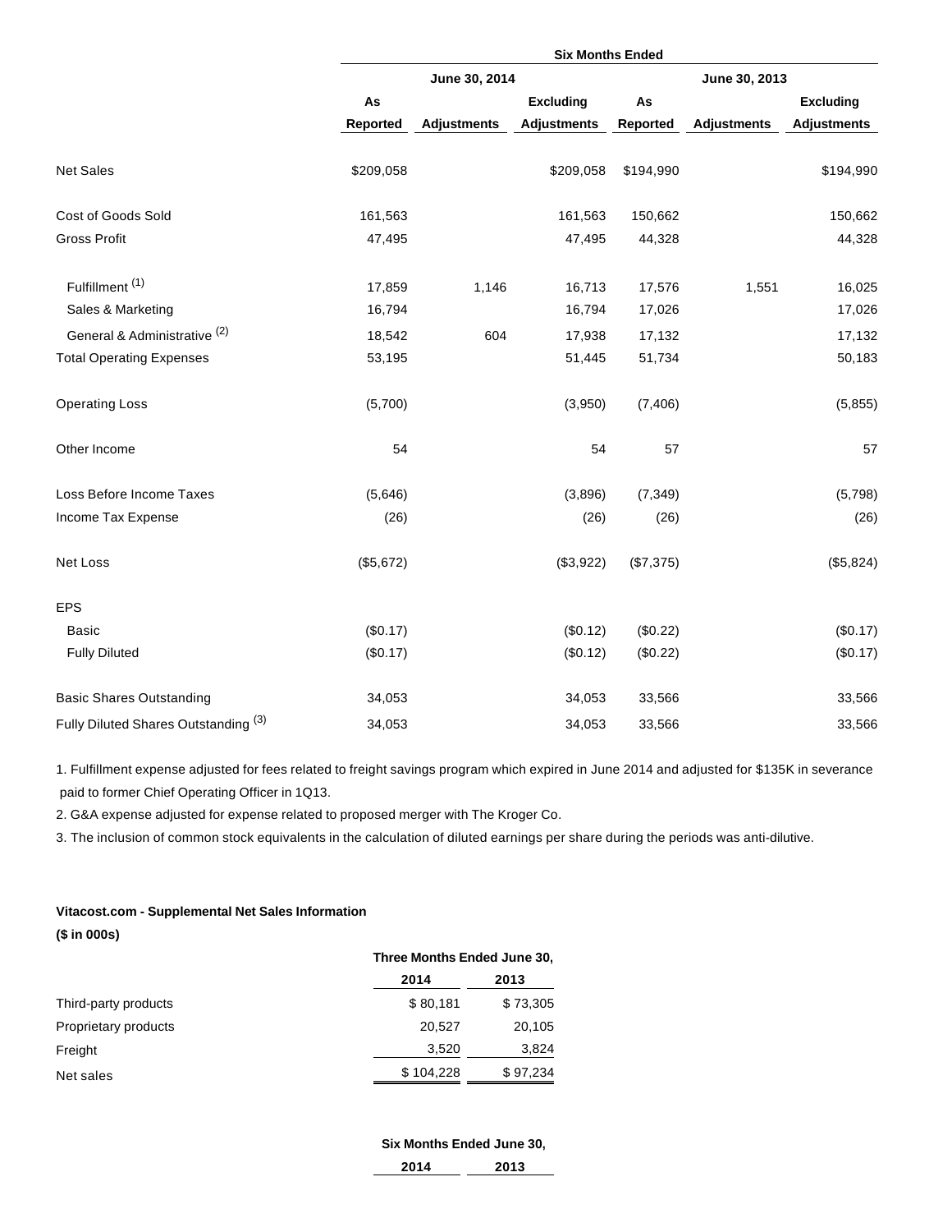| | Six Months Ended | | | | | |
|---|---|---|---|---|---|---|
| | June 30, 2014 | | | June 30, 2013 | | |
| | As Reported | Adjustments | Excluding Adjustments | As Reported | Adjustments | Excluding Adjustments |
| Net Sales | $209,058 | | $209,058 | $194,990 | | $194,990 |
| Cost of Goods Sold | 161,563 | | 161,563 | 150,662 | | 150,662 |
| Gross Profit | 47,495 | | 47,495 | 44,328 | | 44,328 |
| Fulfillment [1] | 17,859 | 1,146 | 16,713 | 17,576 | 1,551 | 16,025 |
| Sales & Marketing | 16,794 | | 16,794 | 17,026 | | 17,026 |
| General & Administrative [2] | 18,542 | 604 | 17,938 | 17,132 | | 17,132 |
| Total Operating Expenses | 53,195 | | 51,445 | 51,734 | | 50,183 |
| Operating Loss | (5,700) | | (3,950) | (7,406) | | (5,855) |
| Other Income | 54 | | 54 | 57 | | 57 |
| Loss Before Income Taxes | (5,646) | | (3,896) | (7,349) | | (5,798) |
| Income Tax Expense | (26) | | (26) | (26) | | (26) |
| Net Loss | ($5,672) | | ($3,922) | ($7,375) | | ($5,824) |
| EPS | | | | | | |
| Basic | ($0.17) | | ($0.12) | ($0.22) | | ($0.17) |
| Fully Diluted | ($0.17) | | ($0.12) | ($0.22) | | ($0.17) |
| Basic Shares Outstanding | 34,053 | | 34,053 | 33,566 | | 33,566 |
| Fully Diluted Shares Outstanding [3] | 34,053 | | 34,053 | 33,566 | | 33,566 |

1. Fulfillment expense adjusted for fees related to freight savings program which expired in June 2014 and adjusted for $135K in severance paid to former Chief Operating Officer in 1Q13.

2. G&A expense adjusted for expense related to proposed merger with The Kroger Co.

3. The inclusion of common stock equivalents in the calculation of diluted earnings per share during the periods was anti-dilutive.

**Vitacost.com - Supplemental Net Sales Information**

**($ in 000s)**

| | Three Months Ended June 30, | |
|---|---|---|
| | 2014 | 2013 |
| Third-party products | $ 80,181 | $ 73,305 |
| Proprietary products | 20,527 | 20,105 |
| Freight | 3,520 | 3,824 |
| Net sales | $ 104,228 | $ 97,234 |

| | Six Months Ended June 30, | |
|---|---|---|
| | 2014 | 2013 |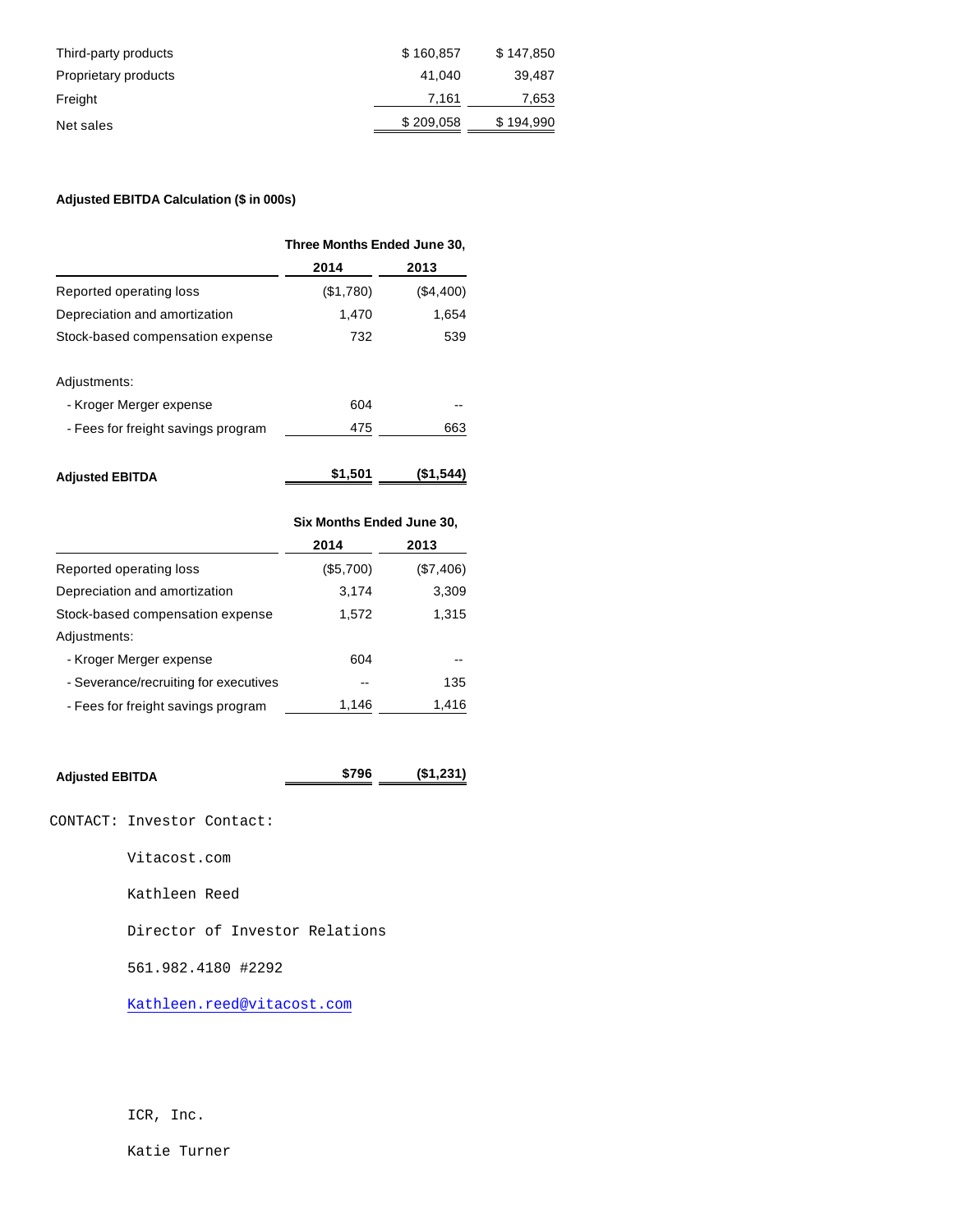| | | |
|---|---|---|
| Third-party products | $ 160,857 | $ 147,850 |
| Proprietary products | 41,040 | 39,487 |
| Freight | 7,161 | 7,653 |
| Net sales | $ 209,058 | $ 194,990 |

**Adjusted EBITDA Calculation ($ in 000s)**

| | Three Months Ended June 30, | |
|---|---|---|
| | **2014** | **2013** |
| Reported operating loss | ($1,780) | ($4,400) |
| Depreciation and amortization | 1,470 | 1,654 |
| Stock-based compensation expense | 732 | 539 |
| Adjustments: | | |
| - Kroger Merger expense | 604 | -- |
| - Fees for freight savings program | 475 | 663 |
| **Adjusted EBITDA** | **$1,501** | **($1,544)** |

| | Six Months Ended June 30, | |
|---|---|---|
| | **2014** | **2013** |
| Reported operating loss | ($5,700) | ($7,406) |
| Depreciation and amortization | 3,174 | 3,309 |
| Stock-based compensation expense | 1,572 | 1,315 |
| Adjustments: | | |
| - Kroger Merger expense | 604 | -- |
| - Severance/recruiting for executives | -- | 135 |
| - Fees for freight savings program | 1,146 | 1,416 |
| **Adjusted EBITDA** | **$796** | **($1,231)** |

CONTACT: Investor Contact:

Vitacost.com

Kathleen Reed

Director of Investor Relations

561.982.4180 #2292

Kathleen.reed@vitacost.com

ICR, Inc.

Katie Turner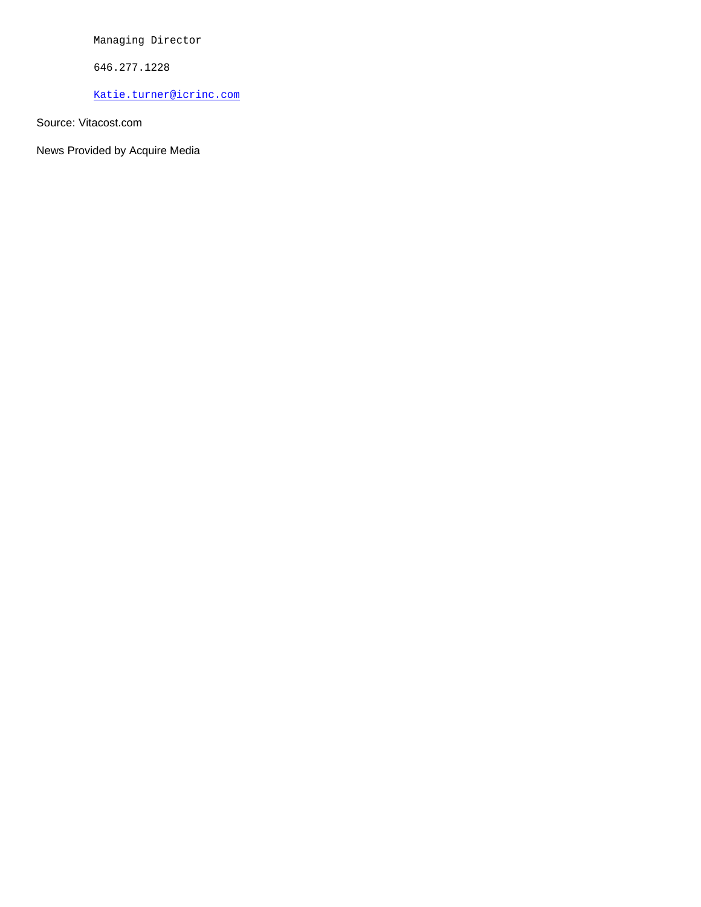Managing Director

646.277.1228

Katie.turner@icrinc.com

Source: Vitacost.com

News Provided by Acquire Media